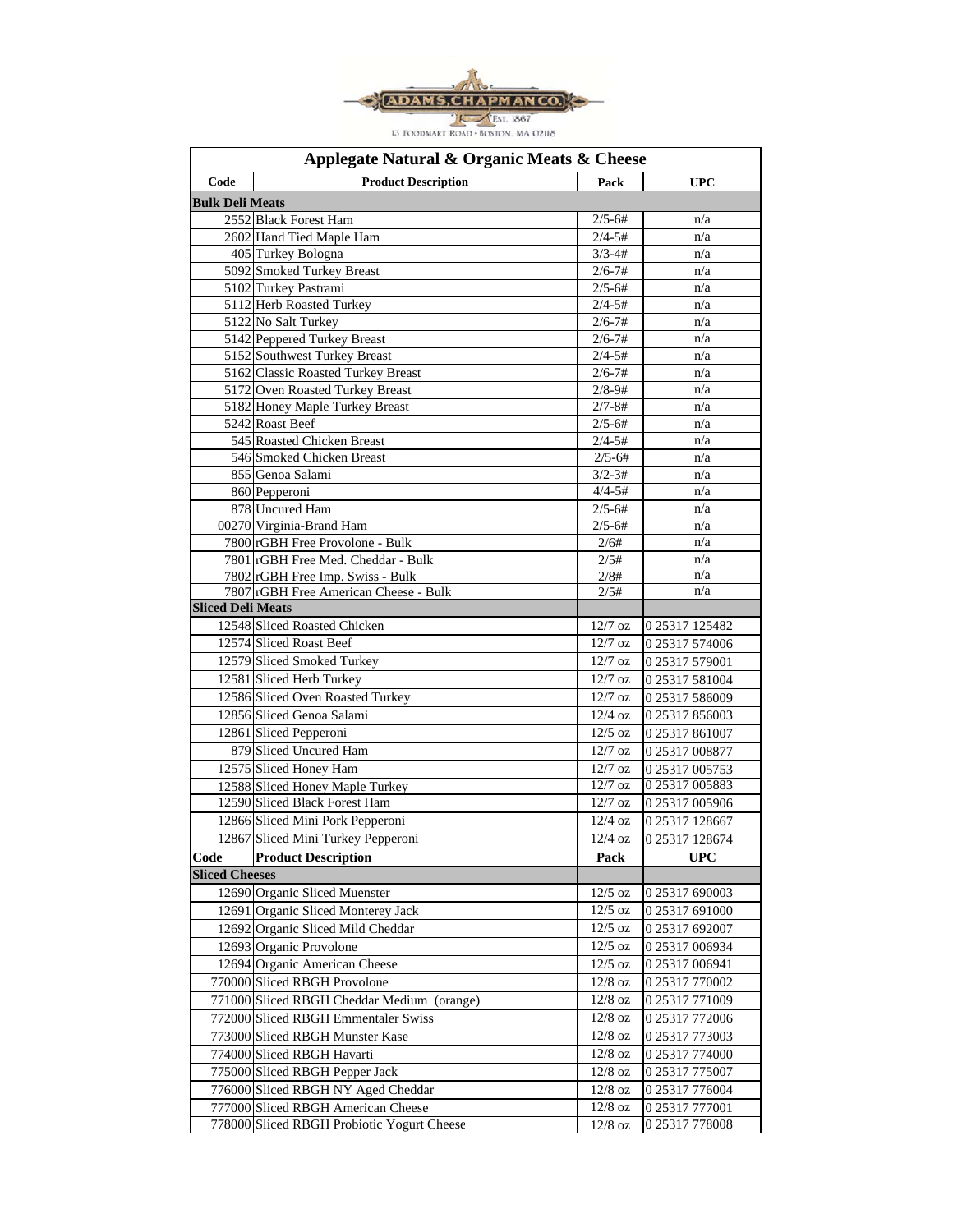ADAMS CHAPMAN CO.
EST. 1867
13 FOODMART ROAD • BOSTON, MA 02118

## Applegate Natural & Organic Meats & Cheese

| Code | Product Description | Pack | UPC |
|---|---|---|---|
| **Bulk Deli Meats** | | | |
| 2552 | Black Forest Ham | 2/5-6# | n/a |
| 2602 | Hand Tied Maple Ham | 2/4-5# | n/a |
| 405 | Turkey Bologna | 3/3-4# | n/a |
| 5092 | Smoked Turkey Breast | 2/6-7# | n/a |
| 5102 | Turkey Pastrami | 2/5-6# | n/a |
| 5112 | Herb Roasted Turkey | 2/4-5# | n/a |
| 5122 | No Salt Turkey | 2/6-7# | n/a |
| 5142 | Peppered Turkey Breast | 2/6-7# | n/a |
| 5152 | Southwest Turkey Breast | 2/4-5# | n/a |
| 5162 | Classic Roasted Turkey Breast | 2/6-7# | n/a |
| 5172 | Oven Roasted Turkey Breast | 2/8-9# | n/a |
| 5182 | Honey Maple Turkey Breast | 2/7-8# | n/a |
| 5242 | Roast Beef | 2/5-6# | n/a |
| 545 | Roasted Chicken Breast | 2/4-5# | n/a |
| 546 | Smoked Chicken Breast | 2/5-6# | n/a |
| 855 | Genoa Salami | 3/2-3# | n/a |
| 860 | Pepperoni | 4/4-5# | n/a |
| 878 | Uncured Ham | 2/5-6# | n/a |
| 00270 | Virginia-Brand Ham | 2/5-6# | n/a |
| 7800 | rGBH Free Provolone - Bulk | 2/6# | n/a |
| 7801 | rGBH Free Med. Cheddar - Bulk | 2/5# | n/a |
| 7802 | rGBH Free Imp. Swiss - Bulk | 2/8# | n/a |
| 7807 | rGBH Free American Cheese - Bulk | 2/5# | n/a |
| **Sliced Deli Meats** | | | |
| 12548 | Sliced Roasted Chicken | 12/7 oz | 0 25317 125482 |
| 12574 | Sliced Roast Beef | 12/7 oz | 0 25317 574006 |
| 12579 | Sliced Smoked Turkey | 12/7 oz | 0 25317 579001 |
| 12581 | Sliced Herb Turkey | 12/7 oz | 0 25317 581004 |
| 12586 | Sliced Oven Roasted Turkey | 12/7 oz | 0 25317 586009 |
| 12856 | Sliced Genoa Salami | 12/4 oz | 0 25317 856003 |
| 12861 | Sliced Pepperoni | 12/5 oz | 0 25317 861007 |
| 879 | Sliced Uncured Ham | 12/7 oz | 0 25317 008877 |
| 12575 | Sliced Honey Ham | 12/7 oz | 0 25317 005753 |
| 12588 | Sliced Honey Maple Turkey | 12/7 oz | 0 25317 005883 |
| 12590 | Sliced Black Forest Ham | 12/7 oz | 0 25317 005906 |
| 12866 | Sliced Mini Pork Pepperoni | 12/4 oz | 0 25317 128667 |
| 12867 | Sliced Mini Turkey Pepperoni | 12/4 oz | 0 25317 128674 |
| **Code** | **Product Description** | **Pack** | **UPC** |
| **Sliced Cheeses** | | | |
| 12690 | Organic Sliced Muenster | 12/5 oz | 0 25317 690003 |
| 12691 | Organic Sliced Monterey Jack | 12/5 oz | 0 25317 691000 |
| 12692 | Organic Sliced Mild Cheddar | 12/5 oz | 0 25317 692007 |
| 12693 | Organic Provolone | 12/5 oz | 0 25317 006934 |
| 12694 | Organic American Cheese | 12/5 oz | 0 25317 006941 |
| 770000 | Sliced RBGH Provolone | 12/8 oz | 0 25317 770002 |
| 771000 | Sliced RBGH Cheddar Medium (orange) | 12/8 oz | 0 25317 771009 |
| 772000 | Sliced RBGH Emmentaler Swiss | 12/8 oz | 0 25317 772006 |
| 773000 | Sliced RBGH Munster Kase | 12/8 oz | 0 25317 773003 |
| 774000 | Sliced RBGH Havarti | 12/8 oz | 0 25317 774000 |
| 775000 | Sliced RBGH Pepper Jack | 12/8 oz | 0 25317 775007 |
| 776000 | Sliced RBGH NY Aged Cheddar | 12/8 oz | 0 25317 776004 |
| 777000 | Sliced RBGH American Cheese | 12/8 oz | 0 25317 777001 |
| 778000 | Sliced RBGH Probiotic Yogurt Cheese | 12/8 oz | 0 25317 778008 |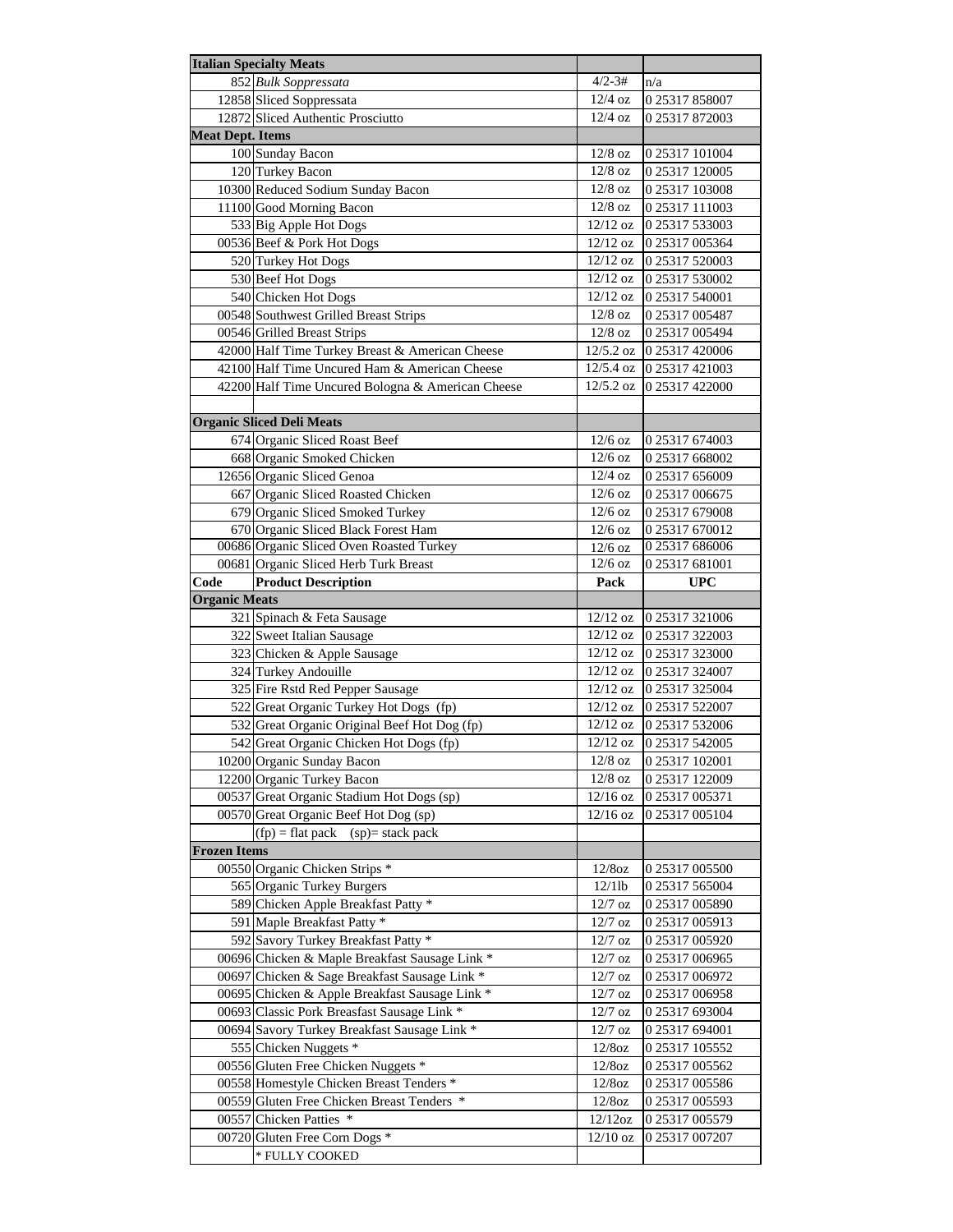| | | | |
|---|---|---|---|
| **Italian Specialty Meats** | | | |
| 852 | *Bulk Soppressata* | 4/2-3# | n/a |
| 12858 | Sliced Soppressata | 12/4 oz | 0 25317 858007 |
| 12872 | Sliced Authentic Prosciutto | 12/4 oz | 0 25317 872003 |
| **Meat Dept. Items** | | | |
| 100 | Sunday Bacon | 12/8 oz | 0 25317 101004 |
| 120 | Turkey Bacon | 12/8 oz | 0 25317 120005 |
| 10300 | Reduced Sodium Sunday Bacon | 12/8 oz | 0 25317 103008 |
| 11100 | Good Morning Bacon | 12/8 oz | 0 25317 111003 |
| 533 | Big Apple Hot Dogs | 12/12 oz | 0 25317 533003 |
| 00536 | Beef & Pork Hot Dogs | 12/12 oz | 0 25317 005364 |
| 520 | Turkey Hot Dogs | 12/12 oz | 0 25317 520003 |
| 530 | Beef Hot Dogs | 12/12 oz | 0 25317 530002 |
| 540 | Chicken Hot Dogs | 12/12 oz | 0 25317 540001 |
| 00548 | Southwest Grilled Breast Strips | 12/8 oz | 0 25317 005487 |
| 00546 | Grilled Breast Strips | 12/8 oz | 0 25317 005494 |
| 42000 | Half Time Turkey Breast & American Cheese | 12/5.2 oz | 0 25317 420006 |
| 42100 | Half Time Uncured Ham & American Cheese | 12/5.4 oz | 0 25317 421003 |
| 42200 | Half Time Uncured Bologna & American Cheese | 12/5.2 oz | 0 25317 422000 |
| | | | |
| **Organic Sliced Deli Meats** | | | |
| 674 | Organic Sliced Roast Beef | 12/6 oz | 0 25317 674003 |
| 668 | Organic Smoked Chicken | 12/6 oz | 0 25317 668002 |
| 12656 | Organic Sliced Genoa | 12/4 oz | 0 25317 656009 |
| 667 | Organic Sliced Roasted Chicken | 12/6 oz | 0 25317 006675 |
| 679 | Organic Sliced Smoked Turkey | 12/6 oz | 0 25317 679008 |
| 670 | Organic Sliced Black Forest Ham | 12/6 oz | 0 25317 670012 |
| 00686 | Organic Sliced Oven Roasted Turkey | 12/6 oz | 0 25317 686006 |
| 00681 | Organic Sliced Herb Turk Breast | 12/6 oz | 0 25317 681001 |
| **Code** | **Product Description** | **Pack** | **UPC** |
| **Organic Meats** | | | |
| 321 | Spinach & Feta Sausage | 12/12 oz | 0 25317 321006 |
| 322 | Sweet Italian Sausage | 12/12 oz | 0 25317 322003 |
| 323 | Chicken & Apple Sausage | 12/12 oz | 0 25317 323000 |
| 324 | Turkey Andouille | 12/12 oz | 0 25317 324007 |
| 325 | Fire Rstd Red Pepper Sausage | 12/12 oz | 0 25317 325004 |
| 522 | Great Organic Turkey Hot Dogs (fp) | 12/12 oz | 0 25317 522007 |
| 532 | Great Organic Original Beef Hot Dog (fp) | 12/12 oz | 0 25317 532006 |
| 542 | Great Organic Chicken Hot Dogs (fp) | 12/12 oz | 0 25317 542005 |
| 10200 | Organic Sunday Bacon | 12/8 oz | 0 25317 102001 |
| 12200 | Organic Turkey Bacon | 12/8 oz | 0 25317 122009 |
| 00537 | Great Organic Stadium Hot Dogs (sp) | 12/16 oz | 0 25317 005371 |
| 00570 | Great Organic Beef Hot Dog (sp) | 12/16 oz | 0 25317 005104 |
| | (fp) = flat pack (sp)= stack pack | | |
| **Frozen Items** | | | |
| 00550 | Organic Chicken Strips * | 12/8oz | 0 25317 005500 |
| 565 | Organic Turkey Burgers | 12/1lb | 0 25317 565004 |
| 589 | Chicken Apple Breakfast Patty * | 12/7 oz | 0 25317 005890 |
| 591 | Maple Breakfast Patty * | 12/7 oz | 0 25317 005913 |
| 592 | Savory Turkey Breakfast Patty * | 12/7 oz | 0 25317 005920 |
| 00696 | Chicken & Maple Breakfast Sausage Link * | 12/7 oz | 0 25317 006965 |
| 00697 | Chicken & Sage Breakfast Sausage Link * | 12/7 oz | 0 25317 006972 |
| 00695 | Chicken & Apple Breakfast Sausage Link * | 12/7 oz | 0 25317 006958 |
| 00693 | Classic Pork Breasfast Sausage Link * | 12/7 oz | 0 25317 693004 |
| 00694 | Savory Turkey Breakfast Sausage Link * | 12/7 oz | 0 25317 694001 |
| 555 | Chicken Nuggets * | 12/8oz | 0 25317 105552 |
| 00556 | Gluten Free Chicken Nuggets * | 12/8oz | 0 25317 005562 |
| 00558 | Homestyle Chicken Breast Tenders * | 12/8oz | 0 25317 005586 |
| 00559 | Gluten Free Chicken Breast Tenders * | 12/8oz | 0 25317 005593 |
| 00557 | Chicken Patties * | 12/12oz | 0 25317 005579 |
| 00720 | Gluten Free Corn Dogs * | 12/10 oz | 0 25317 007207 |
| | * FULLY COOKED | | |